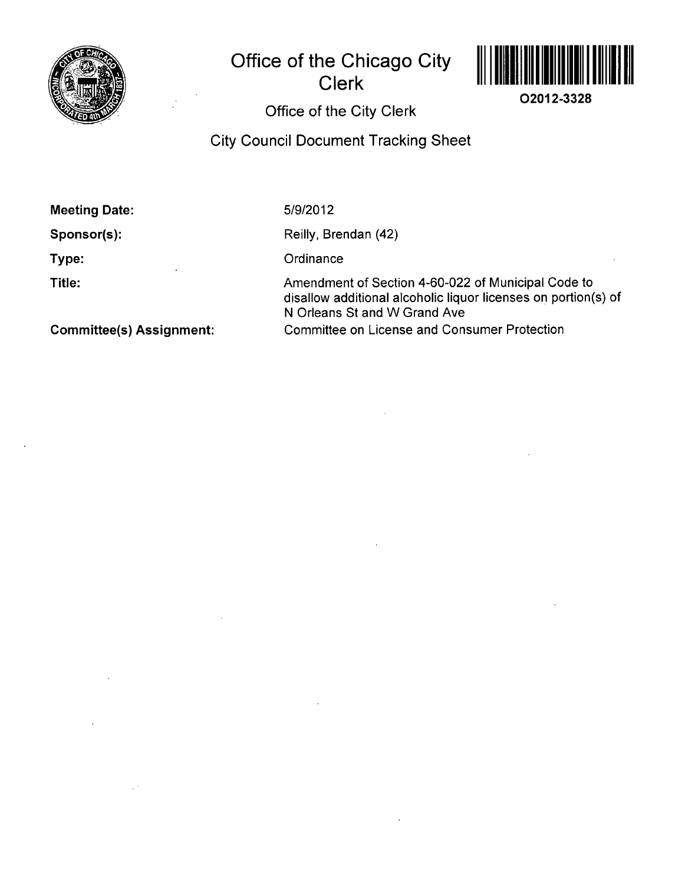# Office of the Chicago City Clerk

O2012-3328

## Office of the City Clerk

## City Council Document Tracking Sheet

**Meeting Date:** 5/9/2012

**Sponsor(s):** Reilly, Brendan (42)

**Type:** Ordinance

**Title:** Amendment of Section 4-60-022 of Municipal Code to disallow additional alcoholic liquor licenses on portion(s) of N Orleans St and W Grand Ave

**Committee(s) Assignment:** Committee on License and Consumer Protection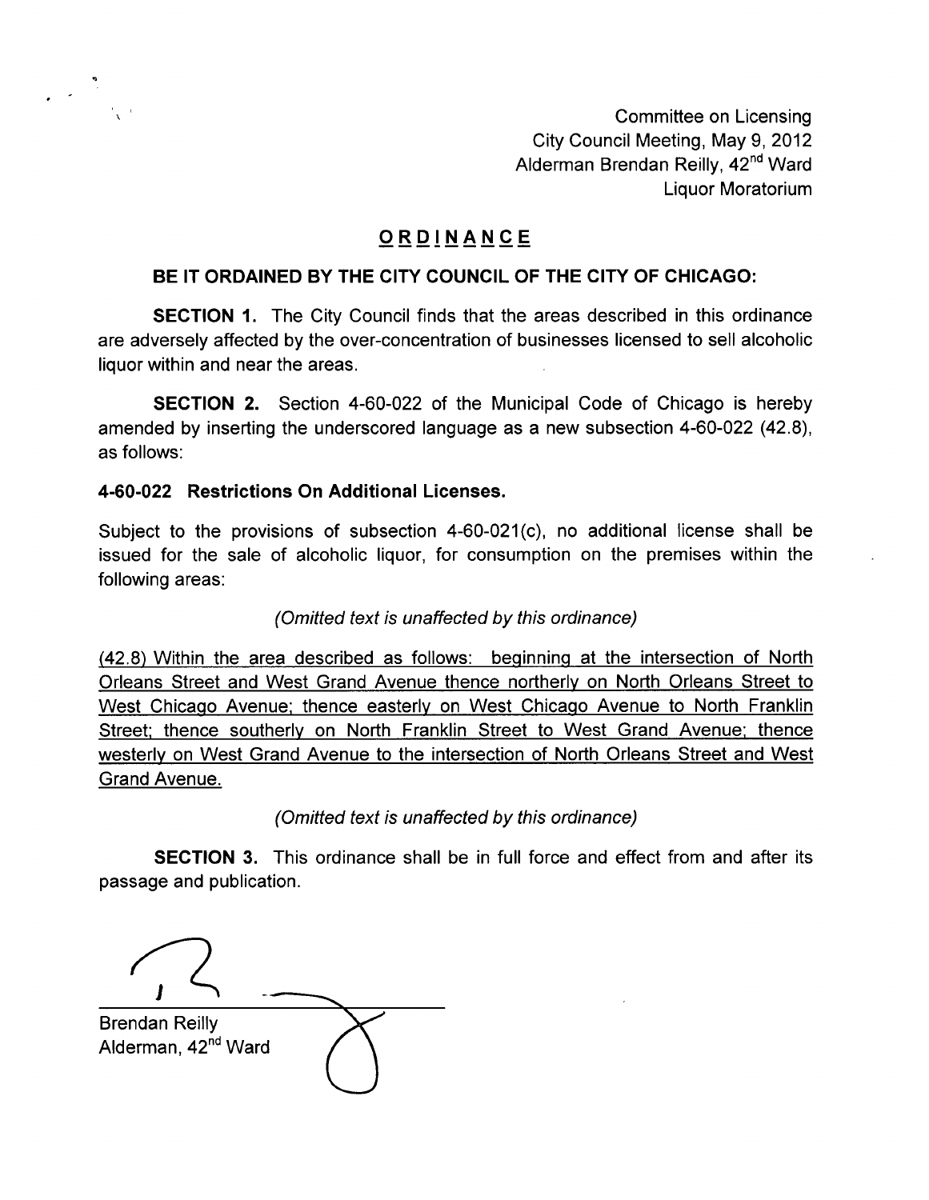Committee on Licensing
City Council Meeting, May 9, 2012
Alderman Brendan Reilly, 42nd Ward
Liquor Moratorium

# ORDINANCE

**BE IT ORDAINED BY THE CITY COUNCIL OF THE CITY OF CHICAGO:**

**SECTION 1.** The City Council finds that the areas described in this ordinance are adversely affected by the over-concentration of businesses licensed to sell alcoholic liquor within and near the areas.

**SECTION 2.** Section 4-60-022 of the Municipal Code of Chicago is hereby amended by inserting the underscored language as a new subsection 4-60-022 (42.8), as follows:

**4-60-022 Restrictions On Additional Licenses.**

Subject to the provisions of subsection 4-60-021(c), no additional license shall be issued for the sale of alcoholic liquor, for consumption on the premises within the following areas:

*(Omitted text is unaffected by this ordinance)*

<u>(42.8) Within the area described as follows: beginning at the intersection of North Orleans Street and West Grand Avenue thence northerly on North Orleans Street to West Chicago Avenue; thence easterly on West Chicago Avenue to North Franklin Street; thence southerly on North Franklin Street to West Grand Avenue; thence westerly on West Grand Avenue to the intersection of North Orleans Street and West Grand Avenue.</u>

*(Omitted text is unaffected by this ordinance)*

**SECTION 3.** This ordinance shall be in full force and effect from and after its passage and publication.

Brendan Reilly
Alderman, 42nd Ward